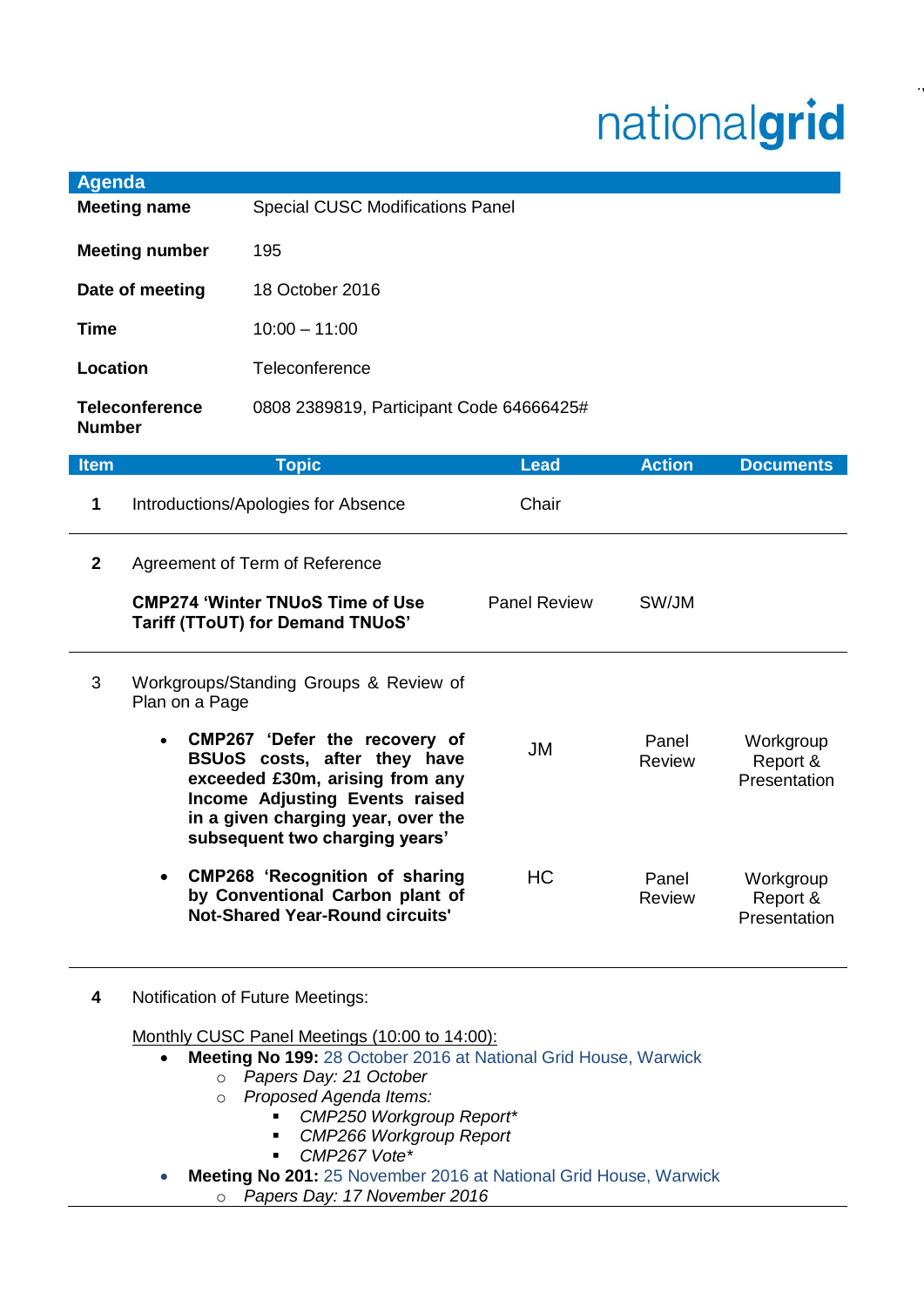nationalgrid

## Agenda

| | |
|---|---|
| **Meeting name** | Special CUSC Modifications Panel |
| **Meeting number** | 195 |
| **Date of meeting** | 18 October 2016 |
| **Time** | 10:00 – 11:00 |
| **Location** | Teleconference |
| **Teleconference Number** | 0808 2389819, Participant Code 64666425# |

| Item | Topic | Lead | Action | Documents |
|---|---|---|---|---|
| **1** | Introductions/Apologies for Absence | Chair | | |
| **2** | Agreement of Term of Reference<br><br>**CMP274 'Winter TNUoS Time of Use Tariff (TToUT) for Demand TNUoS'** | Panel Review | SW/JM | |
| 3 | Workgroups/Standing Groups & Review of Plan on a Page | | | |
| | • **CMP267 'Defer the recovery of BSUoS costs, after they have exceeded £30m, arising from any Income Adjusting Events raised in a given charging year, over the subsequent two charging years'** | JM | Panel Review | Workgroup Report & Presentation |
| | • **CMP268 'Recognition of sharing by Conventional Carbon plant of Not-Shared Year-Round circuits'** | HC | Panel Review | Workgroup Report & Presentation |

**4** Notification of Future Meetings:

Monthly CUSC Panel Meetings (10:00 to 14:00):

- **Meeting No 199:** 28 October 2016 at National Grid House, Warwick
  - *Papers Day: 21 October*
  - *Proposed Agenda Items:*
    - *CMP250 Workgroup Report**
    - *CMP266 Workgroup Report*
    - *CMP267 Vote**
- **Meeting No 201:** 25 November 2016 at National Grid House, Warwick
  - *Papers Day: 17 November 2016*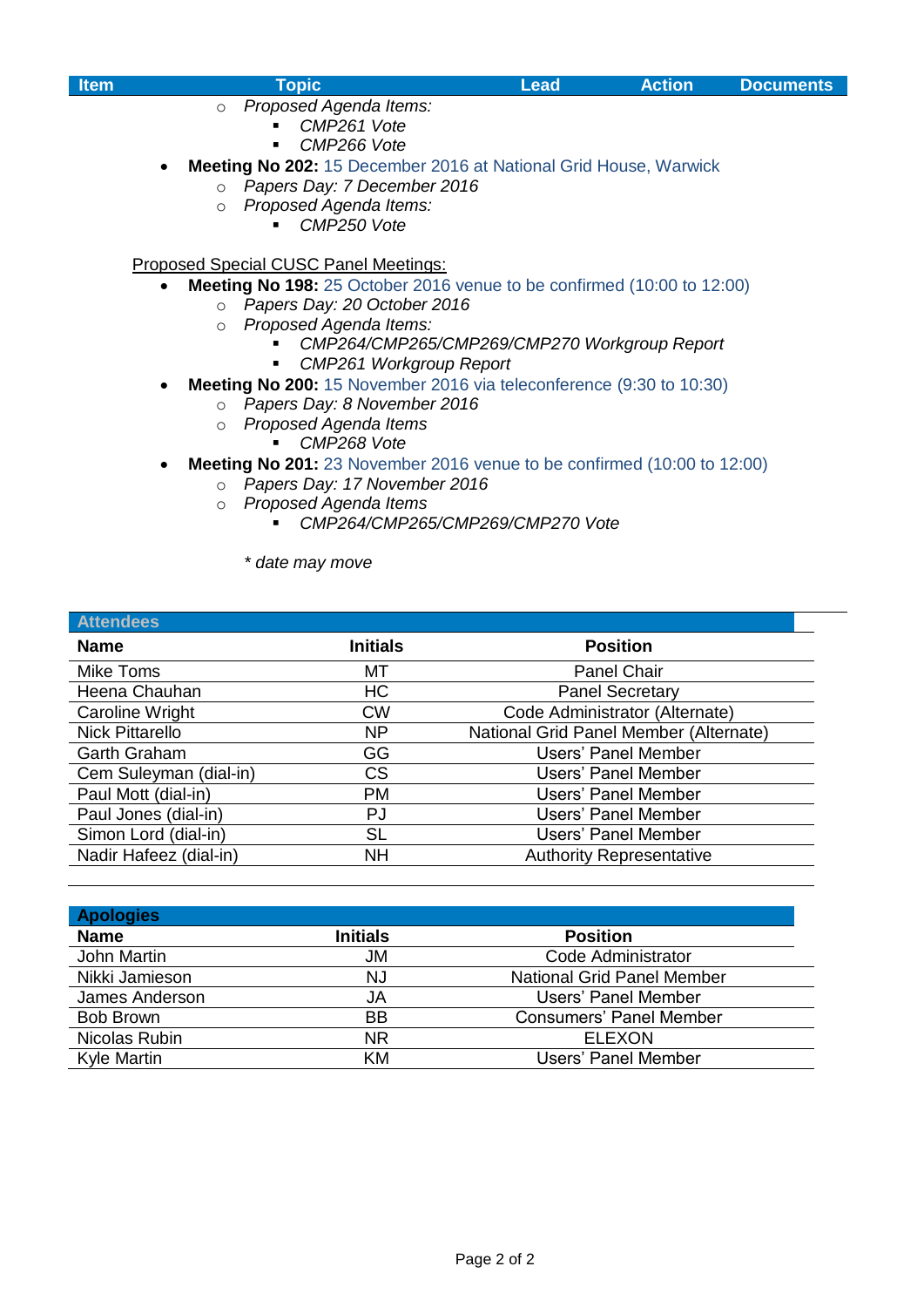| Item | Topic | Lead | Action | Documents |
|---|---|---|---|---|

- *Proposed Agenda Items:*
  - *CMP261 Vote*
  - *CMP266 Vote*

- **Meeting No 202:** 15 December 2016 at National Grid House, Warwick
  - *Papers Day: 7 December 2016*
  - *Proposed Agenda Items:*
    - *CMP250 Vote*

Proposed Special CUSC Panel Meetings:

- **Meeting No 198:** 25 October 2016 venue to be confirmed (10:00 to 12:00)
  - *Papers Day: 20 October 2016*
  - *Proposed Agenda Items:*
    - *CMP264/CMP265/CMP269/CMP270 Workgroup Report*
    - *CMP261 Workgroup Report*
- **Meeting No 200:** 15 November 2016 via teleconference (9:30 to 10:30)
  - *Papers Day: 8 November 2016*
  - *Proposed Agenda Items*
    - *CMP268 Vote*
- **Meeting No 201:** 23 November 2016 venue to be confirmed (10:00 to 12:00)
  - *Papers Day: 17 November 2016*
  - *Proposed Agenda Items*
    - *CMP264/CMP265/CMP269/CMP270 Vote*

*\* date may move*

**Attendees**

| Name | Initials | Position |
|---|---|---|
| Mike Toms | MT | Panel Chair |
| Heena Chauhan | HC | Panel Secretary |
| Caroline Wright | CW | Code Administrator (Alternate) |
| Nick Pittarello | NP | National Grid Panel Member (Alternate) |
| Garth Graham | GG | Users' Panel Member |
| Cem Suleyman (dial-in) | CS | Users' Panel Member |
| Paul Mott (dial-in) | PM | Users' Panel Member |
| Paul Jones (dial-in) | PJ | Users' Panel Member |
| Simon Lord (dial-in) | SL | Users' Panel Member |
| Nadir Hafeez (dial-in) | NH | Authority Representative |

**Apologies**

| Name | Initials | Position |
|---|---|---|
| John Martin | JM | Code Administrator |
| Nikki Jamieson | NJ | National Grid Panel Member |
| James Anderson | JA | Users' Panel Member |
| Bob Brown | BB | Consumers' Panel Member |
| Nicolas Rubin | NR | ELEXON |
| Kyle Martin | KM | Users' Panel Member |